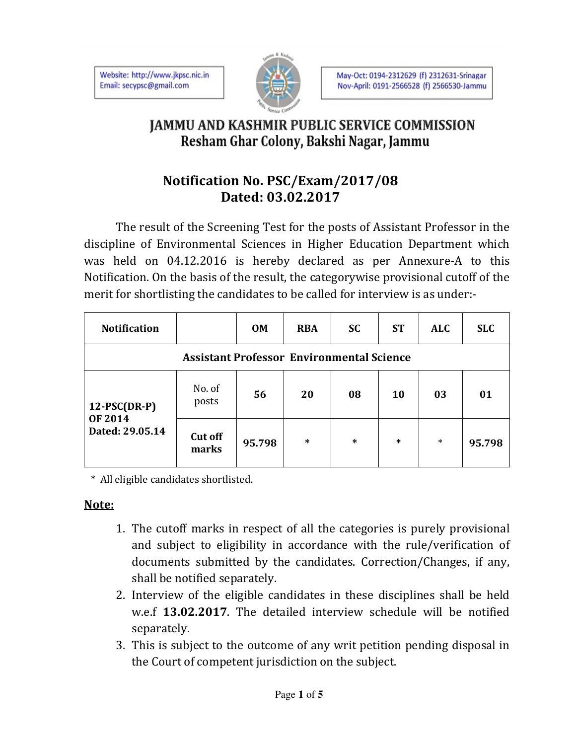Website: http://www.jkpsc.nic.in
Email: secypsc@gmail.com

May-Oct: 0194-2312629 (f) 2312631-Srinagar
Nov-April: 0191-2566528 (f) 2566530-Jammu

# JAMMU AND KASHMIR PUBLIC SERVICE COMMISSION
## Resham Ghar Colony, Bakshi Nagar, Jammu

## Notification No. PSC/Exam/2017/08
## Dated: 03.02.2017

The result of the Screening Test for the posts of Assistant Professor in the discipline of Environmental Sciences in Higher Education Department which was held on 04.12.2016 is hereby declared as per Annexure-A to this Notification. On the basis of the result, the categorywise provisional cutoff of the merit for shortlisting the candidates to be called for interview is as under:-

| Notification | | OM | RBA | SC | ST | ALC | SLC |
|---|---|---|---|---|---|---|---|
| **Assistant Professor Environmental Science** | | | | | | | |
| **12-PSC(DR-P) OF 2014 Dated: 29.05.14** | No. of posts | **56** | **20** | **08** | **10** | **03** | **01** |
| | **Cut off marks** | **95.798** | * | * | * | * | **95.798** |

\* All eligible candidates shortlisted.

**Note:**

1. The cutoff marks in respect of all the categories is purely provisional and subject to eligibility in accordance with the rule/verification of documents submitted by the candidates. Correction/Changes, if any, shall be notified separately.
2. Interview of the eligible candidates in these disciplines shall be held w.e.f **13.02.2017**. The detailed interview schedule will be notified separately.
3. This is subject to the outcome of any writ petition pending disposal in the Court of competent jurisdiction on the subject.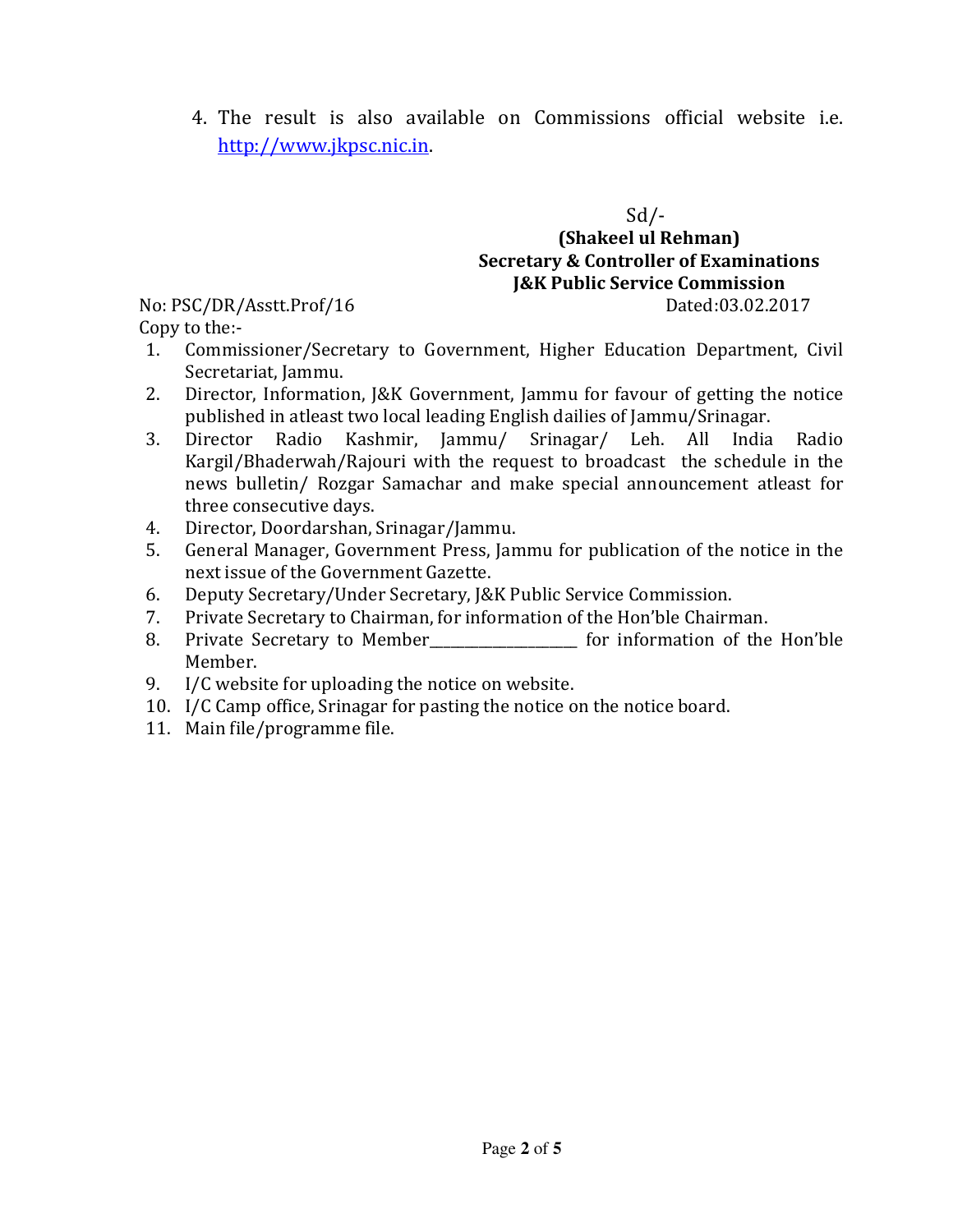4. The result is also available on Commissions official website i.e. http://www.jkpsc.nic.in.

Sd/-
**(Shakeel ul Rehman)**
**Secretary & Controller of Examinations**
**J&K Public Service Commission**

No: PSC/DR/Asstt.Prof/16 Dated:03.02.2017

Copy to the:-

1. Commissioner/Secretary to Government, Higher Education Department, Civil Secretariat, Jammu.
2. Director, Information, J&K Government, Jammu for favour of getting the notice published in atleast two local leading English dailies of Jammu/Srinagar.
3. Director Radio Kashmir, Jammu/ Srinagar/ Leh. All India Radio Kargil/Bhaderwah/Rajouri with the request to broadcast the schedule in the news bulletin/ Rozgar Samachar and make special announcement atleast for three consecutive days.
4. Director, Doordarshan, Srinagar/Jammu.
5. General Manager, Government Press, Jammu for publication of the notice in the next issue of the Government Gazette.
6. Deputy Secretary/Under Secretary, J&K Public Service Commission.
7. Private Secretary to Chairman, for information of the Hon'ble Chairman.
8. Private Secretary to Member____________________ for information of the Hon'ble Member.
9. I/C website for uploading the notice on website.
10. I/C Camp office, Srinagar for pasting the notice on the notice board.
11. Main file/programme file.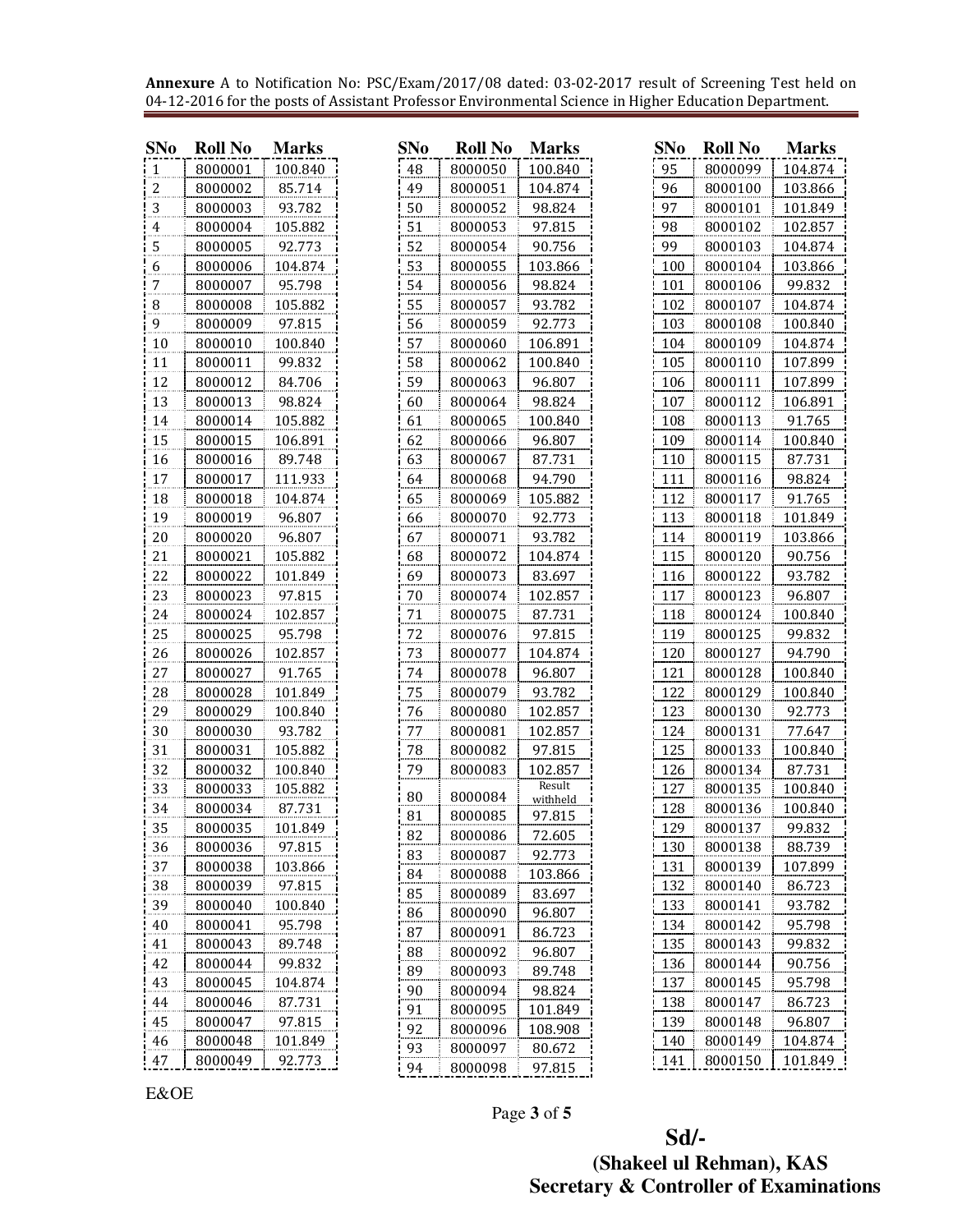**Annexure** A to Notification No: PSC/Exam/2017/08 dated: 03-02-2017 result of Screening Test held on 04-12-2016 for the posts of Assistant Professor Environmental Science in Higher Education Department.

| SNo | Roll No | Marks |
|---|---|---|
| 1 | 8000001 | 100.840 |
| 2 | 8000002 | 85.714 |
| 3 | 8000003 | 93.782 |
| 4 | 8000004 | 105.882 |
| 5 | 8000005 | 92.773 |
| 6 | 8000006 | 104.874 |
| 7 | 8000007 | 95.798 |
| 8 | 8000008 | 105.882 |
| 9 | 8000009 | 97.815 |
| 10 | 8000010 | 100.840 |
| 11 | 8000011 | 99.832 |
| 12 | 8000012 | 84.706 |
| 13 | 8000013 | 98.824 |
| 14 | 8000014 | 105.882 |
| 15 | 8000015 | 106.891 |
| 16 | 8000016 | 89.748 |
| 17 | 8000017 | 111.933 |
| 18 | 8000018 | 104.874 |
| 19 | 8000019 | 96.807 |
| 20 | 8000020 | 96.807 |
| 21 | 8000021 | 105.882 |
| 22 | 8000022 | 101.849 |
| 23 | 8000023 | 97.815 |
| 24 | 8000024 | 102.857 |
| 25 | 8000025 | 95.798 |
| 26 | 8000026 | 102.857 |
| 27 | 8000027 | 91.765 |
| 28 | 8000028 | 101.849 |
| 29 | 8000029 | 100.840 |
| 30 | 8000030 | 93.782 |
| 31 | 8000031 | 105.882 |
| 32 | 8000032 | 100.840 |
| 33 | 8000033 | 105.882 |
| 34 | 8000034 | 87.731 |
| 35 | 8000035 | 101.849 |
| 36 | 8000036 | 97.815 |
| 37 | 8000038 | 103.866 |
| 38 | 8000039 | 97.815 |
| 39 | 8000040 | 100.840 |
| 40 | 8000041 | 95.798 |
| 41 | 8000043 | 89.748 |
| 42 | 8000044 | 99.832 |
| 43 | 8000045 | 104.874 |
| 44 | 8000046 | 87.731 |
| 45 | 8000047 | 97.815 |
| 46 | 8000048 | 101.849 |
| 47 | 8000049 | 92.773 |
| 48 | 8000050 | 100.840 |
| 49 | 8000051 | 104.874 |
| 50 | 8000052 | 98.824 |
| 51 | 8000053 | 97.815 |
| 52 | 8000054 | 90.756 |
| 53 | 8000055 | 103.866 |
| 54 | 8000056 | 98.824 |
| 55 | 8000057 | 93.782 |
| 56 | 8000059 | 92.773 |
| 57 | 8000060 | 106.891 |
| 58 | 8000062 | 100.840 |
| 59 | 8000063 | 96.807 |
| 60 | 8000064 | 98.824 |
| 61 | 8000065 | 100.840 |
| 62 | 8000066 | 96.807 |
| 63 | 8000067 | 87.731 |
| 64 | 8000068 | 94.790 |
| 65 | 8000069 | 105.882 |
| 66 | 8000070 | 92.773 |
| 67 | 8000071 | 93.782 |
| 68 | 8000072 | 104.874 |
| 69 | 8000073 | 83.697 |
| 70 | 8000074 | 102.857 |
| 71 | 8000075 | 87.731 |
| 72 | 8000076 | 97.815 |
| 73 | 8000077 | 104.874 |
| 74 | 8000078 | 96.807 |
| 75 | 8000079 | 93.782 |
| 76 | 8000080 | 102.857 |
| 77 | 8000081 | 102.857 |
| 78 | 8000082 | 97.815 |
| 79 | 8000083 | 102.857 |
| 80 | 8000084 | Result withheld |
| 81 | 8000085 | 97.815 |
| 82 | 8000086 | 72.605 |
| 83 | 8000087 | 92.773 |
| 84 | 8000088 | 103.866 |
| 85 | 8000089 | 83.697 |
| 86 | 8000090 | 96.807 |
| 87 | 8000091 | 86.723 |
| 88 | 8000092 | 96.807 |
| 89 | 8000093 | 89.748 |
| 90 | 8000094 | 98.824 |
| 91 | 8000095 | 101.849 |
| 92 | 8000096 | 108.908 |
| 93 | 8000097 | 80.672 |
| 94 | 8000098 | 97.815 |
| 95 | 8000099 | 104.874 |
| 96 | 8000100 | 103.866 |
| 97 | 8000101 | 101.849 |
| 98 | 8000102 | 102.857 |
| 99 | 8000103 | 104.874 |
| 100 | 8000104 | 103.866 |
| 101 | 8000106 | 99.832 |
| 102 | 8000107 | 104.874 |
| 103 | 8000108 | 100.840 |
| 104 | 8000109 | 104.874 |
| 105 | 8000110 | 107.899 |
| 106 | 8000111 | 107.899 |
| 107 | 8000112 | 106.891 |
| 108 | 8000113 | 91.765 |
| 109 | 8000114 | 100.840 |
| 110 | 8000115 | 87.731 |
| 111 | 8000116 | 98.824 |
| 112 | 8000117 | 91.765 |
| 113 | 8000118 | 101.849 |
| 114 | 8000119 | 103.866 |
| 115 | 8000120 | 90.756 |
| 116 | 8000122 | 93.782 |
| 117 | 8000123 | 96.807 |
| 118 | 8000124 | 100.840 |
| 119 | 8000125 | 99.832 |
| 120 | 8000127 | 94.790 |
| 121 | 8000128 | 100.840 |
| 122 | 8000129 | 100.840 |
| 123 | 8000130 | 92.773 |
| 124 | 8000131 | 77.647 |
| 125 | 8000133 | 100.840 |
| 126 | 8000134 | 87.731 |
| 127 | 8000135 | 100.840 |
| 128 | 8000136 | 100.840 |
| 129 | 8000137 | 99.832 |
| 130 | 8000138 | 88.739 |
| 131 | 8000139 | 107.899 |
| 132 | 8000140 | 86.723 |
| 133 | 8000141 | 93.782 |
| 134 | 8000142 | 95.798 |
| 135 | 8000143 | 99.832 |
| 136 | 8000144 | 90.756 |
| 137 | 8000145 | 95.798 |
| 138 | 8000147 | 86.723 |
| 139 | 8000148 | 96.807 |
| 140 | 8000149 | 104.874 |
| 141 | 8000150 | 101.849 |

E&OE

**Sd/-**

**(Shakeel ul Rehman), KAS**
**Secretary & Controller of Examinations**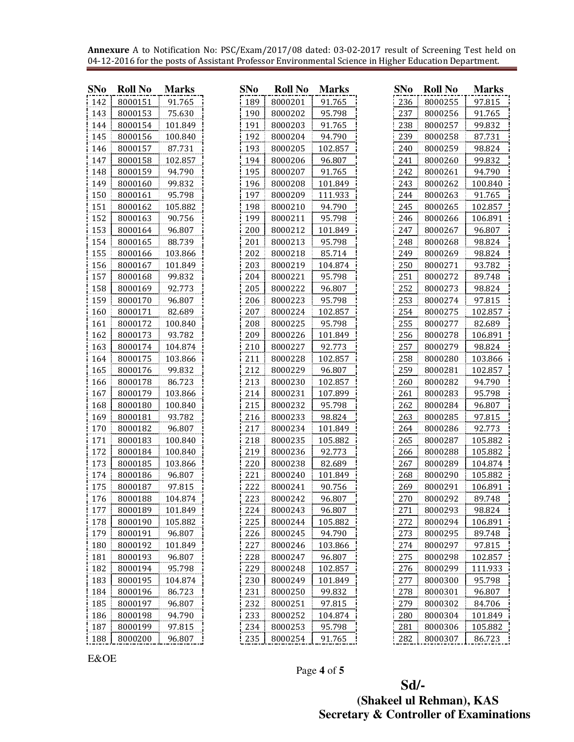**Annexure** A to Notification No: PSC/Exam/2017/08 dated: 03-02-2017 result of Screening Test held on 04-12-2016 for the posts of Assistant Professor Environmental Science in Higher Education Department.

| SNo | Roll No | Marks |
|---|---|---|
| 142 | 8000151 | 91.765 |
| 143 | 8000153 | 75.630 |
| 144 | 8000154 | 101.849 |
| 145 | 8000156 | 100.840 |
| 146 | 8000157 | 87.731 |
| 147 | 8000158 | 102.857 |
| 148 | 8000159 | 94.790 |
| 149 | 8000160 | 99.832 |
| 150 | 8000161 | 95.798 |
| 151 | 8000162 | 105.882 |
| 152 | 8000163 | 90.756 |
| 153 | 8000164 | 96.807 |
| 154 | 8000165 | 88.739 |
| 155 | 8000166 | 103.866 |
| 156 | 8000167 | 101.849 |
| 157 | 8000168 | 99.832 |
| 158 | 8000169 | 92.773 |
| 159 | 8000170 | 96.807 |
| 160 | 8000171 | 82.689 |
| 161 | 8000172 | 100.840 |
| 162 | 8000173 | 93.782 |
| 163 | 8000174 | 104.874 |
| 164 | 8000175 | 103.866 |
| 165 | 8000176 | 99.832 |
| 166 | 8000178 | 86.723 |
| 167 | 8000179 | 103.866 |
| 168 | 8000180 | 100.840 |
| 169 | 8000181 | 93.782 |
| 170 | 8000182 | 96.807 |
| 171 | 8000183 | 100.840 |
| 172 | 8000184 | 100.840 |
| 173 | 8000185 | 103.866 |
| 174 | 8000186 | 96.807 |
| 175 | 8000187 | 97.815 |
| 176 | 8000188 | 104.874 |
| 177 | 8000189 | 101.849 |
| 178 | 8000190 | 105.882 |
| 179 | 8000191 | 96.807 |
| 180 | 8000192 | 101.849 |
| 181 | 8000193 | 96.807 |
| 182 | 8000194 | 95.798 |
| 183 | 8000195 | 104.874 |
| 184 | 8000196 | 86.723 |
| 185 | 8000197 | 96.807 |
| 186 | 8000198 | 94.790 |
| 187 | 8000199 | 97.815 |
| 188 | 8000200 | 96.807 |
| 189 | 8000201 | 91.765 |
| 190 | 8000202 | 95.798 |
| 191 | 8000203 | 91.765 |
| 192 | 8000204 | 94.790 |
| 193 | 8000205 | 102.857 |
| 194 | 8000206 | 96.807 |
| 195 | 8000207 | 91.765 |
| 196 | 8000208 | 101.849 |
| 197 | 8000209 | 111.933 |
| 198 | 8000210 | 94.790 |
| 199 | 8000211 | 95.798 |
| 200 | 8000212 | 101.849 |
| 201 | 8000213 | 95.798 |
| 202 | 8000218 | 85.714 |
| 203 | 8000219 | 104.874 |
| 204 | 8000221 | 95.798 |
| 205 | 8000222 | 96.807 |
| 206 | 8000223 | 95.798 |
| 207 | 8000224 | 102.857 |
| 208 | 8000225 | 95.798 |
| 209 | 8000226 | 101.849 |
| 210 | 8000227 | 92.773 |
| 211 | 8000228 | 102.857 |
| 212 | 8000229 | 96.807 |
| 213 | 8000230 | 102.857 |
| 214 | 8000231 | 107.899 |
| 215 | 8000232 | 95.798 |
| 216 | 8000233 | 98.824 |
| 217 | 8000234 | 101.849 |
| 218 | 8000235 | 105.882 |
| 219 | 8000236 | 92.773 |
| 220 | 8000238 | 82.689 |
| 221 | 8000240 | 101.849 |
| 222 | 8000241 | 90.756 |
| 223 | 8000242 | 96.807 |
| 224 | 8000243 | 96.807 |
| 225 | 8000244 | 105.882 |
| 226 | 8000245 | 94.790 |
| 227 | 8000246 | 103.866 |
| 228 | 8000247 | 96.807 |
| 229 | 8000248 | 102.857 |
| 230 | 8000249 | 101.849 |
| 231 | 8000250 | 99.832 |
| 232 | 8000251 | 97.815 |
| 233 | 8000252 | 104.874 |
| 234 | 8000253 | 95.798 |
| 235 | 8000254 | 91.765 |
| 236 | 8000255 | 97.815 |
| 237 | 8000256 | 91.765 |
| 238 | 8000257 | 99.832 |
| 239 | 8000258 | 87.731 |
| 240 | 8000259 | 98.824 |
| 241 | 8000260 | 99.832 |
| 242 | 8000261 | 94.790 |
| 243 | 8000262 | 100.840 |
| 244 | 8000263 | 91.765 |
| 245 | 8000265 | 102.857 |
| 246 | 8000266 | 106.891 |
| 247 | 8000267 | 96.807 |
| 248 | 8000268 | 98.824 |
| 249 | 8000269 | 98.824 |
| 250 | 8000271 | 93.782 |
| 251 | 8000272 | 89.748 |
| 252 | 8000273 | 98.824 |
| 253 | 8000274 | 97.815 |
| 254 | 8000275 | 102.857 |
| 255 | 8000277 | 82.689 |
| 256 | 8000278 | 106.891 |
| 257 | 8000279 | 98.824 |
| 258 | 8000280 | 103.866 |
| 259 | 8000281 | 102.857 |
| 260 | 8000282 | 94.790 |
| 261 | 8000283 | 95.798 |
| 262 | 8000284 | 96.807 |
| 263 | 8000285 | 97.815 |
| 264 | 8000286 | 92.773 |
| 265 | 8000287 | 105.882 |
| 266 | 8000288 | 105.882 |
| 267 | 8000289 | 104.874 |
| 268 | 8000290 | 105.882 |
| 269 | 8000291 | 106.891 |
| 270 | 8000292 | 89.748 |
| 271 | 8000293 | 98.824 |
| 272 | 8000294 | 106.891 |
| 273 | 8000295 | 89.748 |
| 274 | 8000297 | 97.815 |
| 275 | 8000298 | 102.857 |
| 276 | 8000299 | 111.933 |
| 277 | 8000300 | 95.798 |
| 278 | 8000301 | 96.807 |
| 279 | 8000302 | 84.706 |
| 280 | 8000304 | 101.849 |
| 281 | 8000306 | 105.882 |
| 282 | 8000307 | 86.723 |

E&OE

**Sd/-**

**(Shakeel ul Rehman), KAS**
**Secretary & Controller of Examinations**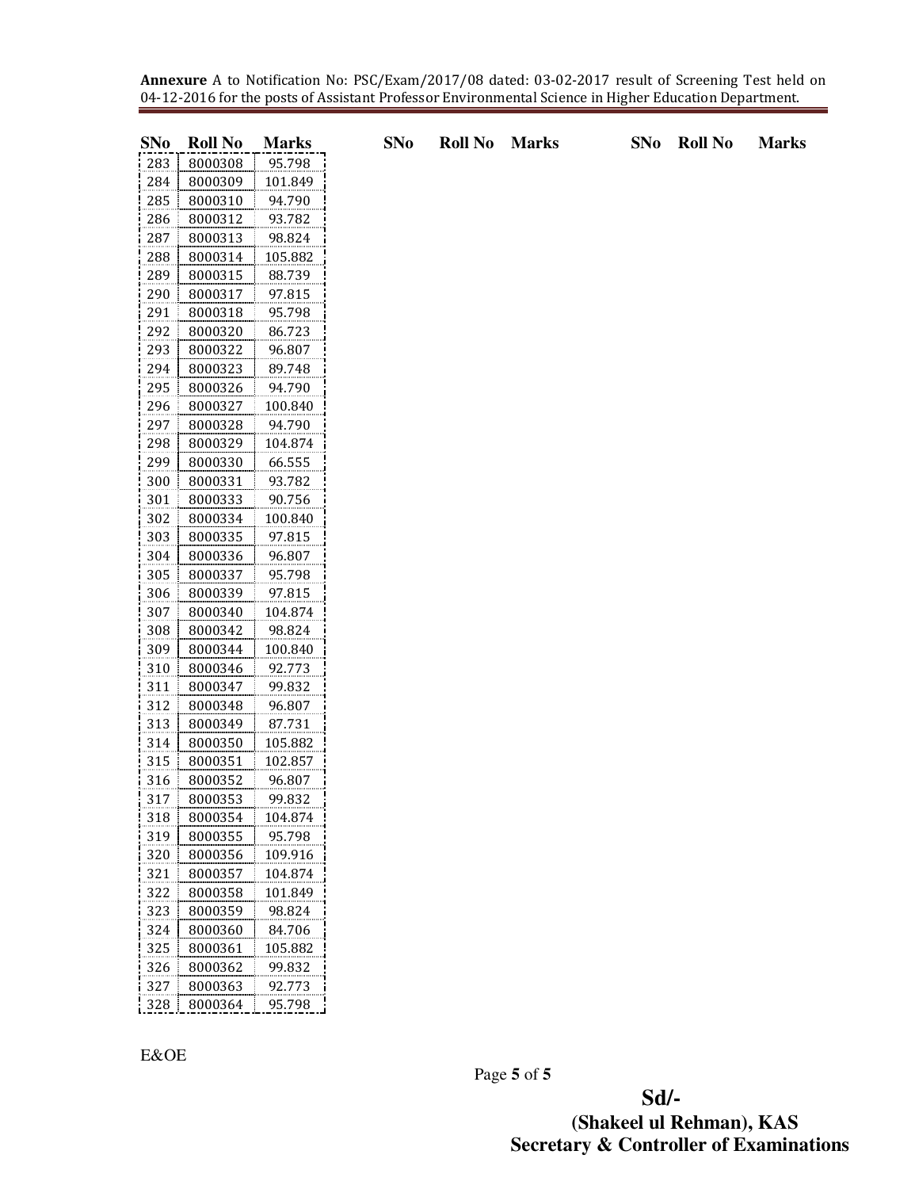**Annexure** A to Notification No: PSC/Exam/2017/08 dated: 03-02-2017 result of Screening Test held on 04-12-2016 for the posts of Assistant Professor Environmental Science in Higher Education Department.

| SNo | Roll No | Marks | SNo | Roll No | Marks | SNo | Roll No | Marks |
|---|---|---|---|---|---|---|---|---|
| 283 | 8000308 | 95.798 | | | | | | |
| 284 | 8000309 | 101.849 | | | | | | |
| 285 | 8000310 | 94.790 | | | | | | |
| 286 | 8000312 | 93.782 | | | | | | |
| 287 | 8000313 | 98.824 | | | | | | |
| 288 | 8000314 | 105.882 | | | | | | |
| 289 | 8000315 | 88.739 | | | | | | |
| 290 | 8000317 | 97.815 | | | | | | |
| 291 | 8000318 | 95.798 | | | | | | |
| 292 | 8000320 | 86.723 | | | | | | |
| 293 | 8000322 | 96.807 | | | | | | |
| 294 | 8000323 | 89.748 | | | | | | |
| 295 | 8000326 | 94.790 | | | | | | |
| 296 | 8000327 | 100.840 | | | | | | |
| 297 | 8000328 | 94.790 | | | | | | |
| 298 | 8000329 | 104.874 | | | | | | |
| 299 | 8000330 | 66.555 | | | | | | |
| 300 | 8000331 | 93.782 | | | | | | |
| 301 | 8000333 | 90.756 | | | | | | |
| 302 | 8000334 | 100.840 | | | | | | |
| 303 | 8000335 | 97.815 | | | | | | |
| 304 | 8000336 | 96.807 | | | | | | |
| 305 | 8000337 | 95.798 | | | | | | |
| 306 | 8000339 | 97.815 | | | | | | |
| 307 | 8000340 | 104.874 | | | | | | |
| 308 | 8000342 | 98.824 | | | | | | |
| 309 | 8000344 | 100.840 | | | | | | |
| 310 | 8000346 | 92.773 | | | | | | |
| 311 | 8000347 | 99.832 | | | | | | |
| 312 | 8000348 | 96.807 | | | | | | |
| 313 | 8000349 | 87.731 | | | | | | |
| 314 | 8000350 | 105.882 | | | | | | |
| 315 | 8000351 | 102.857 | | | | | | |
| 316 | 8000352 | 96.807 | | | | | | |
| 317 | 8000353 | 99.832 | | | | | | |
| 318 | 8000354 | 104.874 | | | | | | |
| 319 | 8000355 | 95.798 | | | | | | |
| 320 | 8000356 | 109.916 | | | | | | |
| 321 | 8000357 | 104.874 | | | | | | |
| 322 | 8000358 | 101.849 | | | | | | |
| 323 | 8000359 | 98.824 | | | | | | |
| 324 | 8000360 | 84.706 | | | | | | |
| 325 | 8000361 | 105.882 | | | | | | |
| 326 | 8000362 | 99.832 | | | | | | |
| 327 | 8000363 | 92.773 | | | | | | |
| 328 | 8000364 | 95.798 | | | | | | |

E&OE

**Sd/-**

**(Shakeel ul Rehman), KAS**
**Secretary & Controller of Examinations**